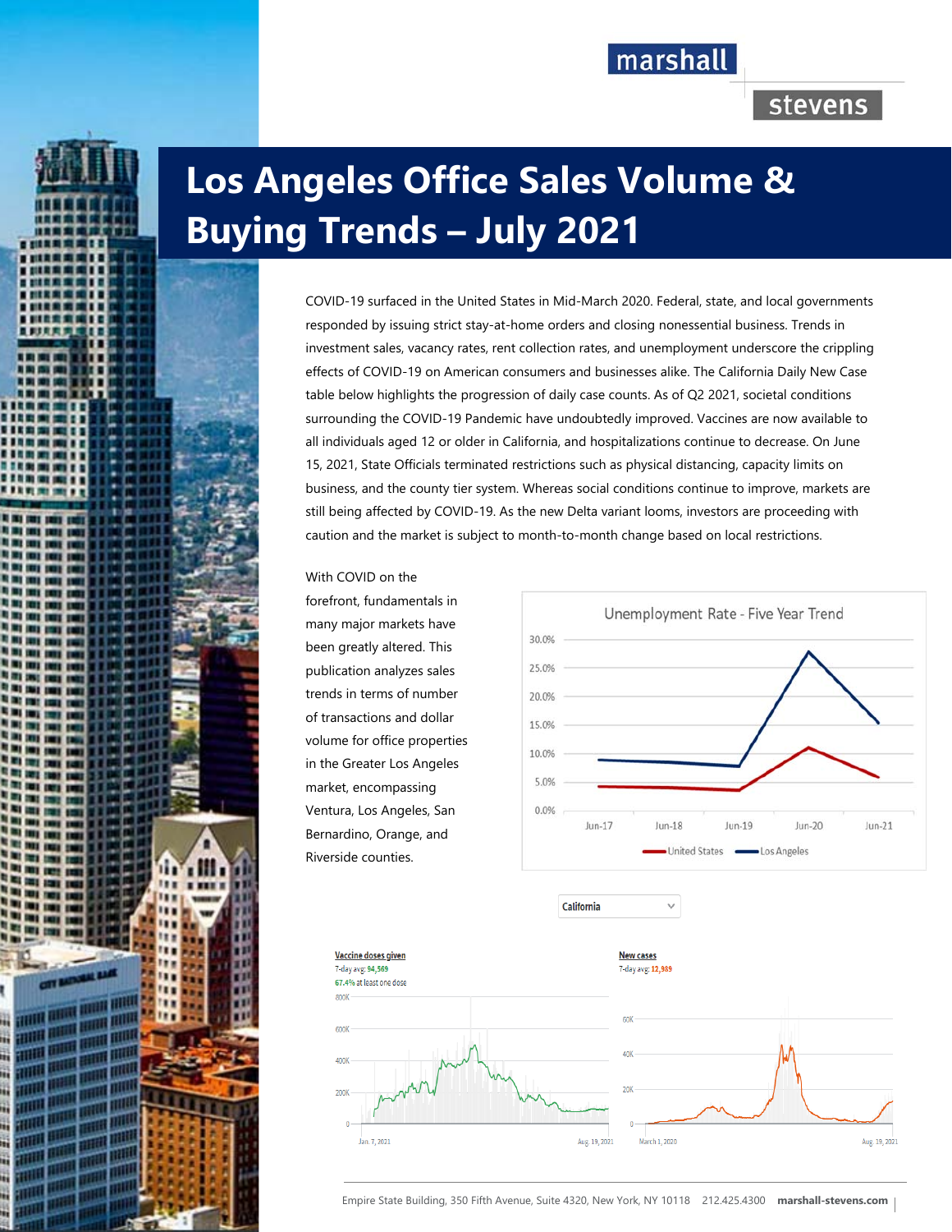# Los Angeles Office Sales Volume & Buying Trends – July 2021

COVID-19 surfaced in the United States in Mid-March 2020. Federal, state, and local governments responded by issuing strict stay-at-home orders and closing nonessential business. Trends in investment sales, vacancy rates, rent collection rates, and unemployment underscore the crippling effects of COVID-19 on American consumers and businesses alike. The California Daily New Case table below highlights the progression of daily case counts. As of Q2 2021, societal conditions surrounding the COVID-19 Pandemic have undoubtedly improved. Vaccines are now available to all individuals aged 12 or older in California, and hospitalizations continue to decrease. On June 15, 2021, State Officials terminated restrictions such as physical distancing, capacity limits on business, and the county tier system. Whereas social conditions continue to improve, markets are still being affected by COVID-19. As the new Delta variant looms, investors are proceeding with caution and the market is subject to month-to-month change based on local restrictions.

With COVID on the forefront, fundamentals in many major markets have been greatly altered. This publication analyzes sales trends in terms of number of transactions and dollar volume for office properties in the Greater Los Angeles market, encompassing Ventura, Los Angeles, San Bernardino, Orange, and Riverside counties.

**Unemployment Rate - Five Year Trend**

(Chart: United States and Los Angeles unemployment rates, Jun-17 to Jun-21)

**California**

**Vaccine doses given**
7-day avg: 94,569
67.4% at least one dose
(Jan. 7, 2021 – Aug. 19, 2021)

**New cases**
7-day avg: 12,989
(March 1, 2020 – Aug. 19, 2021)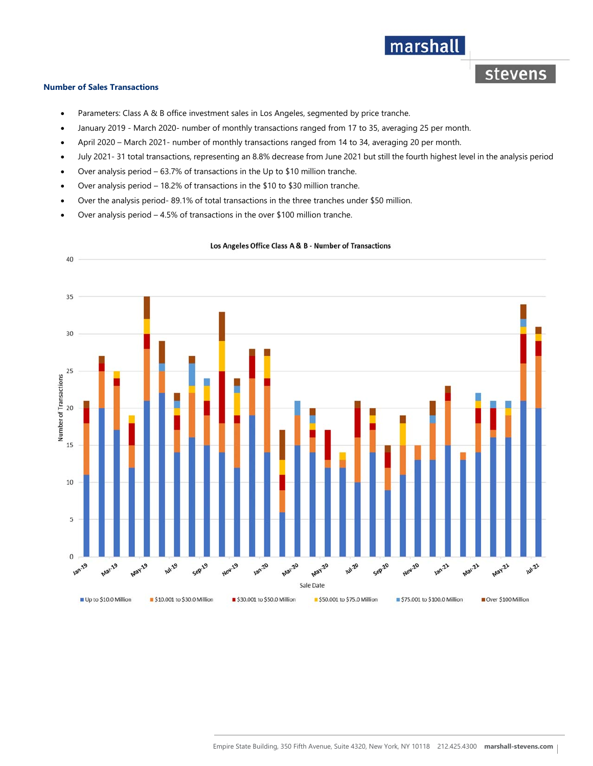## Number of Sales Transactions

- Parameters: Class A & B office investment sales in Los Angeles, segmented by price tranche.
- January 2019 - March 2020- number of monthly transactions ranged from 17 to 35, averaging 25 per month.
- April 2020 – March 2021- number of monthly transactions ranged from 14 to 34, averaging 20 per month.
- July 2021- 31 total transactions, representing an 8.8% decrease from June 2021 but still the fourth highest level in the analysis period
- Over analysis period – 63.7% of transactions in the Up to $10 million tranche.
- Over analysis period – 18.2% of transactions in the $10 to $30 million tranche.
- Over the analysis period- 89.1% of total transactions in the three tranches under $50 million.
- Over analysis period – 4.5% of transactions in the over $100 million tranche.

Los Angeles Office Class A & B - Number of Transactions

Number of Transactions

Sale Date

Up to $10.0 Million | $10.001 to $30.0 Million | $30.001 to $50.0 Million | $50.001 to $75.0 Million | $75.001 to $100.0 Million | Over $100 Million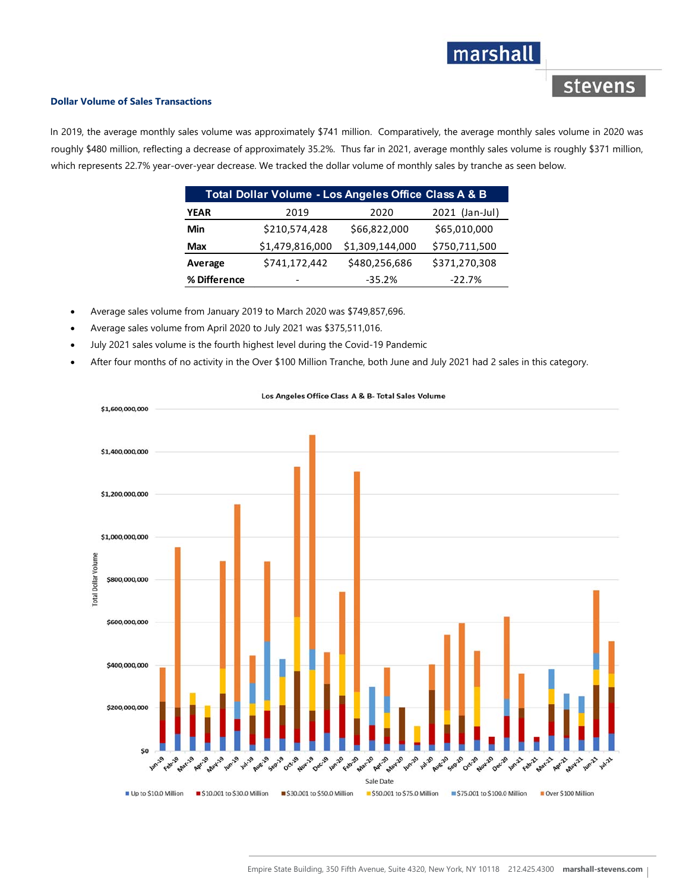### Dollar Volume of Sales Transactions

In 2019, the average monthly sales volume was approximately $741 million. Comparatively, the average monthly sales volume in 2020 was roughly $480 million, reflecting a decrease of approximately 35.2%. Thus far in 2021, average monthly sales volume is roughly $371 million, which represents 22.7% year-over-year decrease. We tracked the dollar volume of monthly sales by tranche as seen below.

| Total Dollar Volume - Los Angeles Office Class A & B | | | |
|---|---|---|---|
| **YEAR** | 2019 | 2020 | 2021 (Jan-Jul) |
| **Min** | $210,574,428 | $66,822,000 | $65,010,000 |
| **Max** | $1,479,816,000 | $1,309,144,000 | $750,711,500 |
| **Average** | $741,172,442 | $480,256,686 | $371,270,308 |
| **% Difference** | - | -35.2% | -22.7% |

- Average sales volume from January 2019 to March 2020 was $749,857,696.
- Average sales volume from April 2020 to July 2021 was $375,511,016.
- July 2021 sales volume is the fourth highest level during the Covid-19 Pandemic
- After four months of no activity in the Over $100 Million Tranche, both June and July 2021 had 2 sales in this category.

Los Angeles Office Class A & B- Total Sales Volume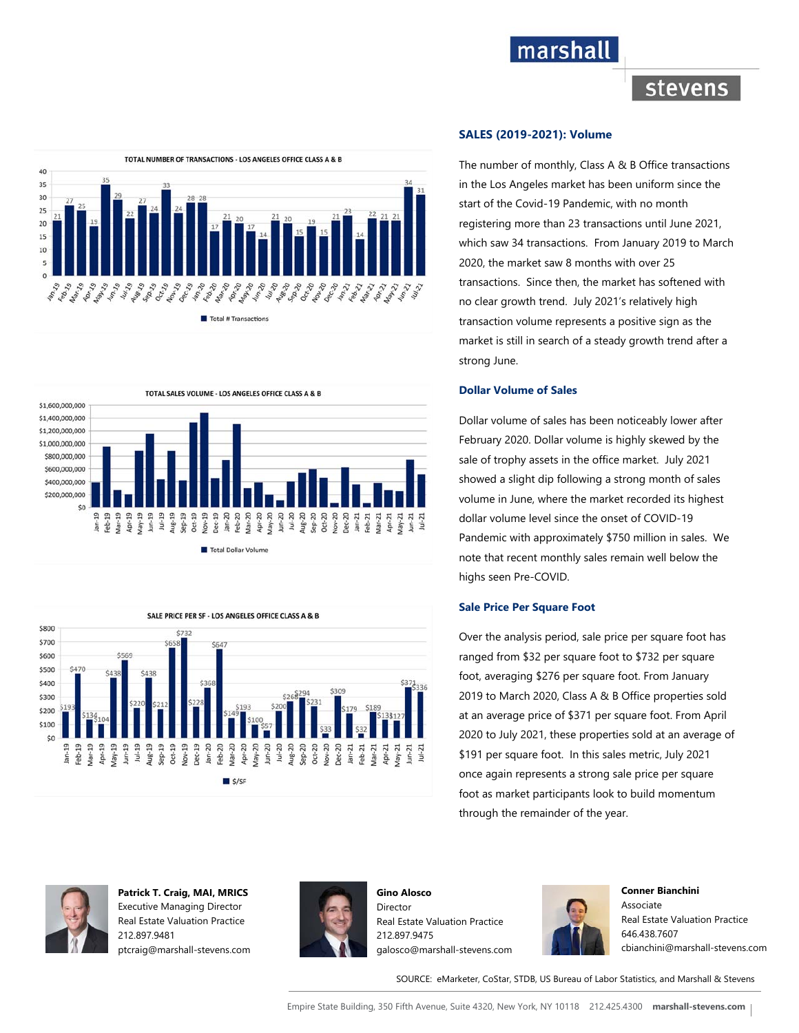marshall stevens

TOTAL NUMBER OF TRANSACTIONS - LOS ANGELES OFFICE CLASS A & B

40
35
30
25
20
15
10
5
0

21 27 25 19 35 29 22 27 24 33 24 28 28 17 21 20 17 14 21 20 15 19 15 21 23 14 22 21 21 34 31

Jan-19 Feb-19 Mar-19 Apr-19 May-19 Jun-19 Jul-19 Aug-19 Sep-19 Oct-19 Nov-19 Dec-19 Jan-20 Feb-20 Mar-20 Apr-20 May-20 Jun-20 Jul-20 Aug-20 Sep-20 Oct-20 Nov-20 Dec-20 Jan-21 Feb-21 Mar-21 Apr-21 May-21 Jun-21 Jul-21

Total # Transactions

TOTAL SALES VOLUME - LOS ANGELES OFFICE CLASS A & B

$1,600,000,000
$1,400,000,000
$1,200,000,000
$1,000,000,000
$800,000,000
$600,000,000
$400,000,000
$200,000,000
$0

Jan-19 Feb-19 Mar-19 Apr-19 May-19 Jun-19 Jul-19 Aug-19 Sep-19 Oct-19 Nov-19 Dec-19 Jan-20 Feb-20 Mar-20 Apr-20 May-20 Jun-20 Jul-20 Aug-20 Sep-20 Oct-20 Nov-20 Dec-20 Jan-21 Feb-21 Mar-21 Apr-21 May-21 Jun-21 Jul-21

Total Dollar Volume

SALE PRICE PER SF - LOS ANGELES OFFICE CLASS A & B

$800
$700
$600
$500
$400
$300
$200
$100
$0

$193 $470 $134 $104 $438 $569 $220 $438 $212 $658 $732 $228 $368 $647 $149 $193 $100 $57 $200 $268 $294 $231 $33 $309 $179 $32 $189 $133 $127 $371 $336

Jan-19 Feb-19 Mar-19 Apr-19 May-19 Jun-19 Jul-19 Aug-19 Sep-19 Oct-19 Nov-19 Dec-19 Jan-20 Feb-20 Mar-20 Apr-20 May-20 Jun-20 Jul-20 Aug-20 Sep-20 Oct-20 Nov-20 Dec-20 Jan-21 Feb-21 Mar-21 Apr-21 May-21 Jun-21 Jul-21

$/SF

### SALES (2019-2021): Volume

The number of monthly, Class A & B Office transactions in the Los Angeles market has been uniform since the start of the Covid-19 Pandemic, with no month registering more than 23 transactions until June 2021, which saw 34 transactions. From January 2019 to March 2020, the market saw 8 months with over 25 transactions. Since then, the market has softened with no clear growth trend. July 2021's relatively high transaction volume represents a positive sign as the market is still in search of a steady growth trend after a strong June.

### Dollar Volume of Sales

Dollar volume of sales has been noticeably lower after February 2020. Dollar volume is highly skewed by the sale of trophy assets in the office market. July 2021 showed a slight dip following a strong month of sales volume in June, where the market recorded its highest dollar volume level since the onset of COVID-19 Pandemic with approximately $750 million in sales. We note that recent monthly sales remain well below the highs seen Pre-COVID.

### Sale Price Per Square Foot

Over the analysis period, sale price per square foot has ranged from $32 per square foot to $732 per square foot, averaging $276 per square foot. From January 2019 to March 2020, Class A & B Office properties sold at an average price of $371 per square foot. From April 2020 to July 2021, these properties sold at an average of $191 per square foot. In this sales metric, July 2021 once again represents a strong sale price per square foot as market participants look to build momentum through the remainder of the year.

**Patrick T. Craig, MAI, MRICS**
Executive Managing Director
Real Estate Valuation Practice
212.897.9481
ptcraig@marshall-stevens.com

**Gino Alosco**
Director
Real Estate Valuation Practice
212.897.9475
galosco@marshall-stevens.com

**Conner Bianchini**
Associate
Real Estate Valuation Practice
646.438.7607
cbianchini@marshall-stevens.com

SOURCE: eMarketer, CoStar, STDB, US Bureau of Labor Statistics, and Marshall & Stevens

Empire State Building, 350 Fifth Avenue, Suite 4320, New York, NY 10118 212.425.4300 **marshall-stevens.com**